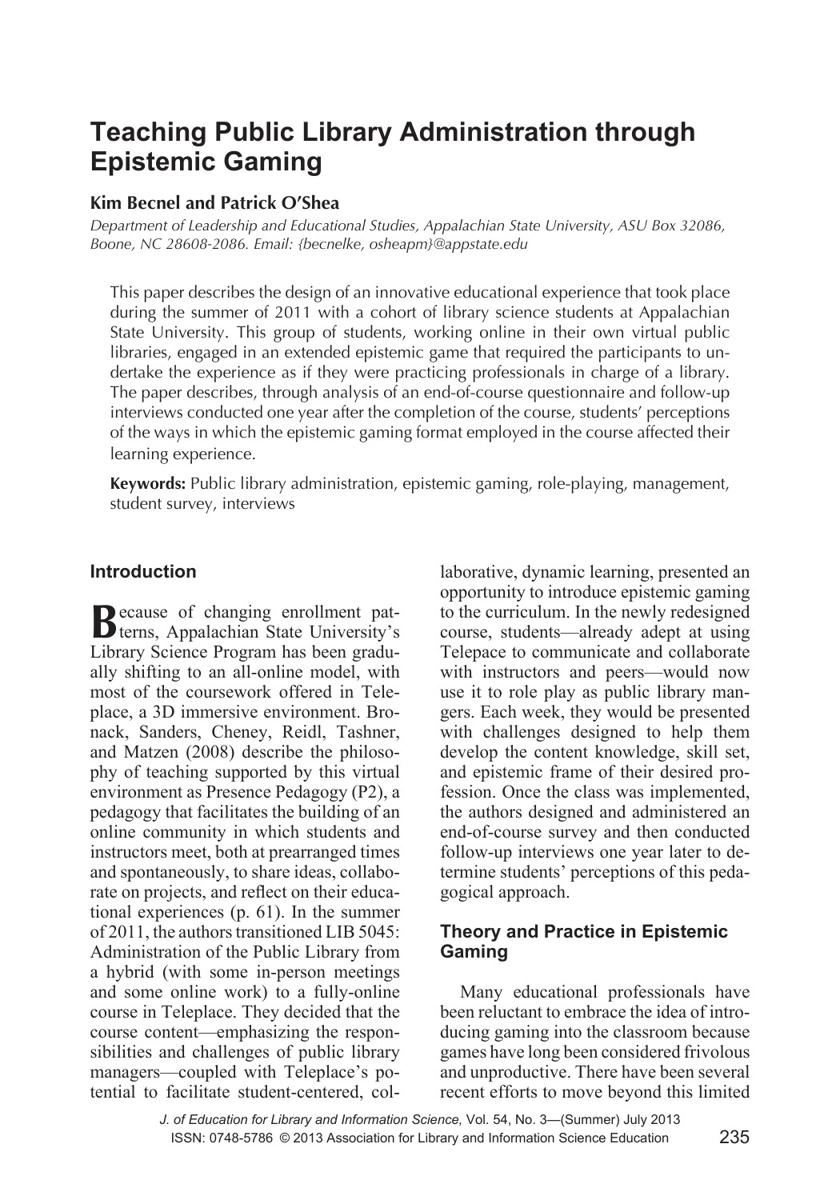# Teaching Public Library Administration through Epistemic Gaming

**Kim Becnel and Patrick O'Shea**

*Department of Leadership and Educational Studies, Appalachian State University, ASU Box 32086, Boone, NC 28608-2086. Email: {becnelke, osheapm}@appstate.edu*

This paper describes the design of an innovative educational experience that took place during the summer of 2011 with a cohort of library science students at Appalachian State University. This group of students, working online in their own virtual public libraries, engaged in an extended epistemic game that required the participants to undertake the experience as if they were practicing professionals in charge of a library. The paper describes, through analysis of an end-of-course questionnaire and follow-up interviews conducted one year after the completion of the course, students' perceptions of the ways in which the epistemic gaming format employed in the course affected their learning experience.

**Keywords:** Public library administration, epistemic gaming, role-playing, management, student survey, interviews

## Introduction

Because of changing enrollment patterns, Appalachian State University's Library Science Program has been gradually shifting to an all-online model, with most of the coursework offered in Teleplace, a 3D immersive environment. Bronack, Sanders, Cheney, Reidl, Tashner, and Matzen (2008) describe the philosophy of teaching supported by this virtual environment as Presence Pedagogy (P2), a pedagogy that facilitates the building of an online community in which students and instructors meet, both at prearranged times and spontaneously, to share ideas, collaborate on projects, and reflect on their educational experiences (p. 61). In the summer of 2011, the authors transitioned LIB 5045: Administration of the Public Library from a hybrid (with some in-person meetings and some online work) to a fully-online course in Teleplace. They decided that the course content—emphasizing the responsibilities and challenges of public library managers—coupled with Teleplace's potential to facilitate student-centered, collaborative, dynamic learning, presented an opportunity to introduce epistemic gaming to the curriculum. In the newly redesigned course, students—already adept at using Telepace to communicate and collaborate with instructors and peers—would now use it to role play as public library mangers. Each week, they would be presented with challenges designed to help them develop the content knowledge, skill set, and epistemic frame of their desired profession. Once the class was implemented, the authors designed and administered an end-of-course survey and then conducted follow-up interviews one year later to determine students' perceptions of this pedagogical approach.

## Theory and Practice in Epistemic Gaming

Many educational professionals have been reluctant to embrace the idea of introducing gaming into the classroom because games have long been considered frivolous and unproductive. There have been several recent efforts to move beyond this limited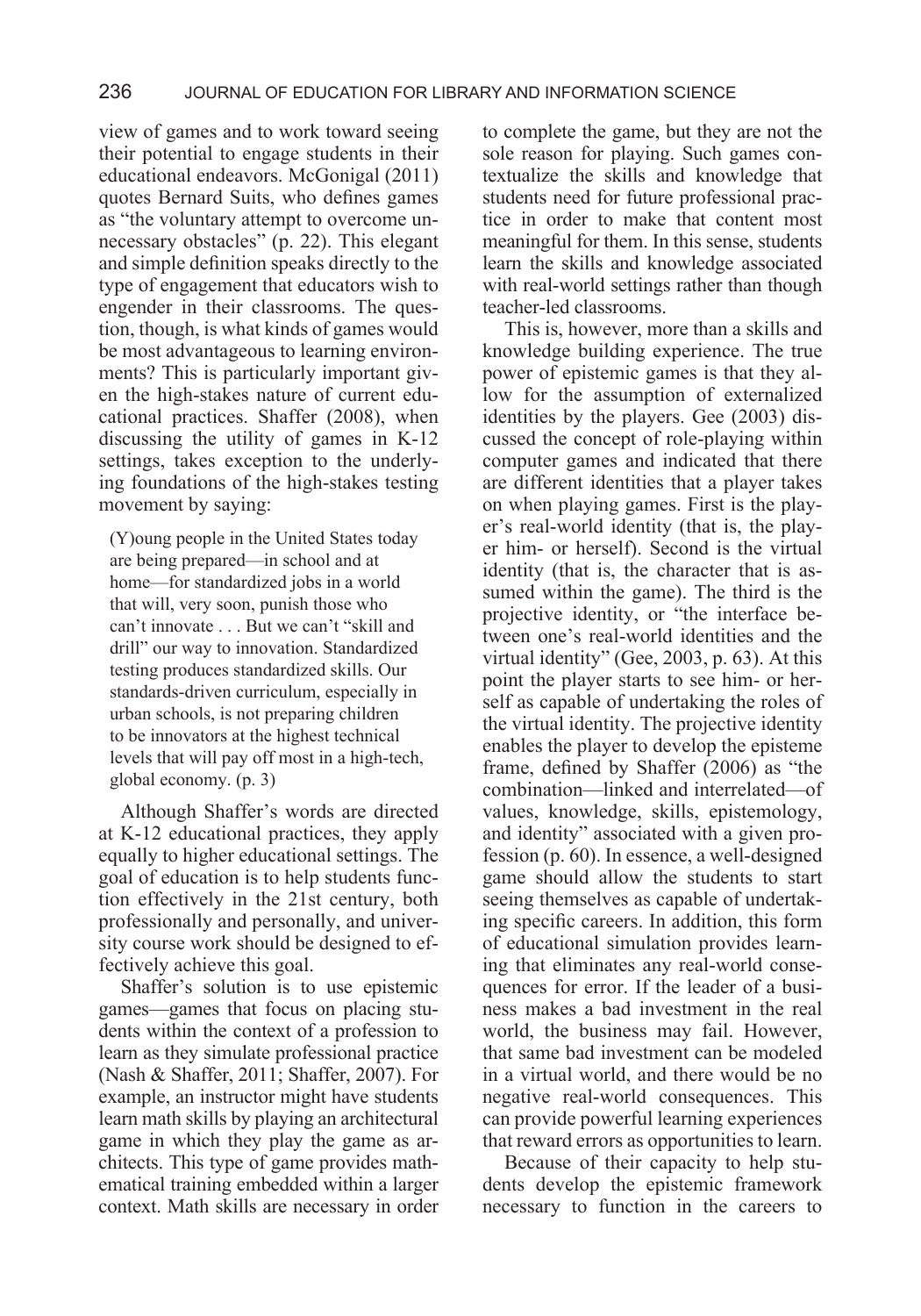view of games and to work toward seeing their potential to engage students in their educational endeavors. McGonigal (2011) quotes Bernard Suits, who defines games as "the voluntary attempt to overcome unnecessary obstacles" (p. 22). This elegant and simple definition speaks directly to the type of engagement that educators wish to engender in their classrooms. The question, though, is what kinds of games would be most advantageous to learning environments? This is particularly important given the high-stakes nature of current educational practices. Shaffer (2008), when discussing the utility of games in K-12 settings, takes exception to the underlying foundations of the high-stakes testing movement by saying:

> (Y)oung people in the United States today are being prepared—in school and at home—for standardized jobs in a world that will, very soon, punish those who can't innovate . . . But we can't "skill and drill" our way to innovation. Standardized testing produces standardized skills. Our standards-driven curriculum, especially in urban schools, is not preparing children to be innovators at the highest technical levels that will pay off most in a high-tech, global economy. (p. 3)

Although Shaffer's words are directed at K-12 educational practices, they apply equally to higher educational settings. The goal of education is to help students function effectively in the 21st century, both professionally and personally, and university course work should be designed to effectively achieve this goal.

Shaffer's solution is to use epistemic games—games that focus on placing students within the context of a profession to learn as they simulate professional practice (Nash & Shaffer, 2011; Shaffer, 2007). For example, an instructor might have students learn math skills by playing an architectural game in which they play the game as architects. This type of game provides mathematical training embedded within a larger context. Math skills are necessary in order to complete the game, but they are not the sole reason for playing. Such games contextualize the skills and knowledge that students need for future professional practice in order to make that content most meaningful for them. In this sense, students learn the skills and knowledge associated with real-world settings rather than though teacher-led classrooms.

This is, however, more than a skills and knowledge building experience. The true power of epistemic games is that they allow for the assumption of externalized identities by the players. Gee (2003) discussed the concept of role-playing within computer games and indicated that there are different identities that a player takes on when playing games. First is the player's real-world identity (that is, the player him- or herself). Second is the virtual identity (that is, the character that is assumed within the game). The third is the projective identity, or "the interface between one's real-world identities and the virtual identity" (Gee, 2003, p. 63). At this point the player starts to see him- or herself as capable of undertaking the roles of the virtual identity. The projective identity enables the player to develop the episteme frame, defined by Shaffer (2006) as "the combination—linked and interrelated—of values, knowledge, skills, epistemology, and identity" associated with a given profession (p. 60). In essence, a well-designed game should allow the students to start seeing themselves as capable of undertaking specific careers. In addition, this form of educational simulation provides learning that eliminates any real-world consequences for error. If the leader of a business makes a bad investment in the real world, the business may fail. However, that same bad investment can be modeled in a virtual world, and there would be no negative real-world consequences. This can provide powerful learning experiences that reward errors as opportunities to learn.

Because of their capacity to help students develop the epistemic framework necessary to function in the careers to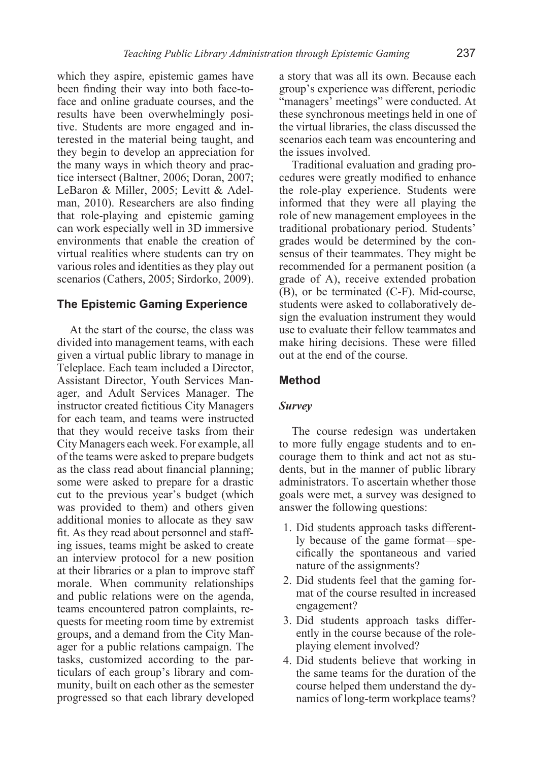which they aspire, epistemic games have been finding their way into both face-to-face and online graduate courses, and the results have been overwhelmingly positive. Students are more engaged and interested in the material being taught, and they begin to develop an appreciation for the many ways in which theory and practice intersect (Baltner, 2006; Doran, 2007; LeBaron & Miller, 2005; Levitt & Adelman, 2010). Researchers are also finding that role-playing and epistemic gaming can work especially well in 3D immersive environments that enable the creation of virtual realities where students can try on various roles and identities as they play out scenarios (Cathers, 2005; Sirdorko, 2009).

## The Epistemic Gaming Experience

At the start of the course, the class was divided into management teams, with each given a virtual public library to manage in Teleplace. Each team included a Director, Assistant Director, Youth Services Manager, and Adult Services Manager. The instructor created fictitious City Managers for each team, and teams were instructed that they would receive tasks from their City Managers each week. For example, all of the teams were asked to prepare budgets as the class read about financial planning; some were asked to prepare for a drastic cut to the previous year's budget (which was provided to them) and others given additional monies to allocate as they saw fit. As they read about personnel and staffing issues, teams might be asked to create an interview protocol for a new position at their libraries or a plan to improve staff morale. When community relationships and public relations were on the agenda, teams encountered patron complaints, requests for meeting room time by extremist groups, and a demand from the City Manager for a public relations campaign. The tasks, customized according to the particulars of each group's library and community, built on each other as the semester progressed so that each library developed a story that was all its own. Because each group's experience was different, periodic "managers' meetings" were conducted. At these synchronous meetings held in one of the virtual libraries, the class discussed the scenarios each team was encountering and the issues involved.

Traditional evaluation and grading procedures were greatly modified to enhance the role-play experience. Students were informed that they were all playing the role of new management employees in the traditional probationary period. Students' grades would be determined by the consensus of their teammates. They might be recommended for a permanent position (a grade of A), receive extended probation (B), or be terminated (C-F). Mid-course, students were asked to collaboratively design the evaluation instrument they would use to evaluate their fellow teammates and make hiring decisions. These were filled out at the end of the course.

## Method

### *Survey*

The course redesign was undertaken to more fully engage students and to encourage them to think and act not as students, but in the manner of public library administrators. To ascertain whether those goals were met, a survey was designed to answer the following questions:

1. Did students approach tasks differently because of the game format—specifically the spontaneous and varied nature of the assignments?
2. Did students feel that the gaming format of the course resulted in increased engagement?
3. Did students approach tasks differently in the course because of the role-playing element involved?
4. Did students believe that working in the same teams for the duration of the course helped them understand the dynamics of long-term workplace teams?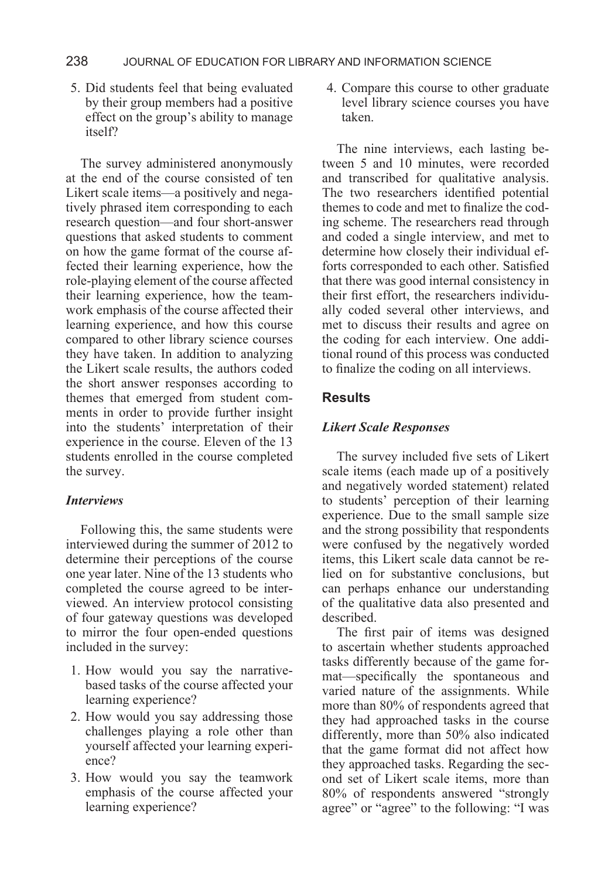5. Did students feel that being evaluated by their group members had a positive effect on the group's ability to manage itself?

The survey administered anonymously at the end of the course consisted of ten Likert scale items—a positively and negatively phrased item corresponding to each research question—and four short-answer questions that asked students to comment on how the game format of the course affected their learning experience, how the role-playing element of the course affected their learning experience, how the teamwork emphasis of the course affected their learning experience, and how this course compared to other library science courses they have taken. In addition to analyzing the Likert scale results, the authors coded the short answer responses according to themes that emerged from student comments in order to provide further insight into the students' interpretation of their experience in the course. Eleven of the 13 students enrolled in the course completed the survey.

### *Interviews*

Following this, the same students were interviewed during the summer of 2012 to determine their perceptions of the course one year later. Nine of the 13 students who completed the course agreed to be interviewed. An interview protocol consisting of four gateway questions was developed to mirror the four open-ended questions included in the survey:

1. How would you say the narrative-based tasks of the course affected your learning experience?
2. How would you say addressing those challenges playing a role other than yourself affected your learning experience?
3. How would you say the teamwork emphasis of the course affected your learning experience?
4. Compare this course to other graduate level library science courses you have taken.

The nine interviews, each lasting between 5 and 10 minutes, were recorded and transcribed for qualitative analysis. The two researchers identified potential themes to code and met to finalize the coding scheme. The researchers read through and coded a single interview, and met to determine how closely their individual efforts corresponded to each other. Satisfied that there was good internal consistency in their first effort, the researchers individually coded several other interviews, and met to discuss their results and agree on the coding for each interview. One additional round of this process was conducted to finalize the coding on all interviews.

## Results

### *Likert Scale Responses*

The survey included five sets of Likert scale items (each made up of a positively and negatively worded statement) related to students' perception of their learning experience. Due to the small sample size and the strong possibility that respondents were confused by the negatively worded items, this Likert scale data cannot be relied on for substantive conclusions, but can perhaps enhance our understanding of the qualitative data also presented and described.

The first pair of items was designed to ascertain whether students approached tasks differently because of the game format—specifically the spontaneous and varied nature of the assignments. While more than 80% of respondents agreed that they had approached tasks in the course differently, more than 50% also indicated that the game format did not affect how they approached tasks. Regarding the second set of Likert scale items, more than 80% of respondents answered "strongly agree" or "agree" to the following: "I was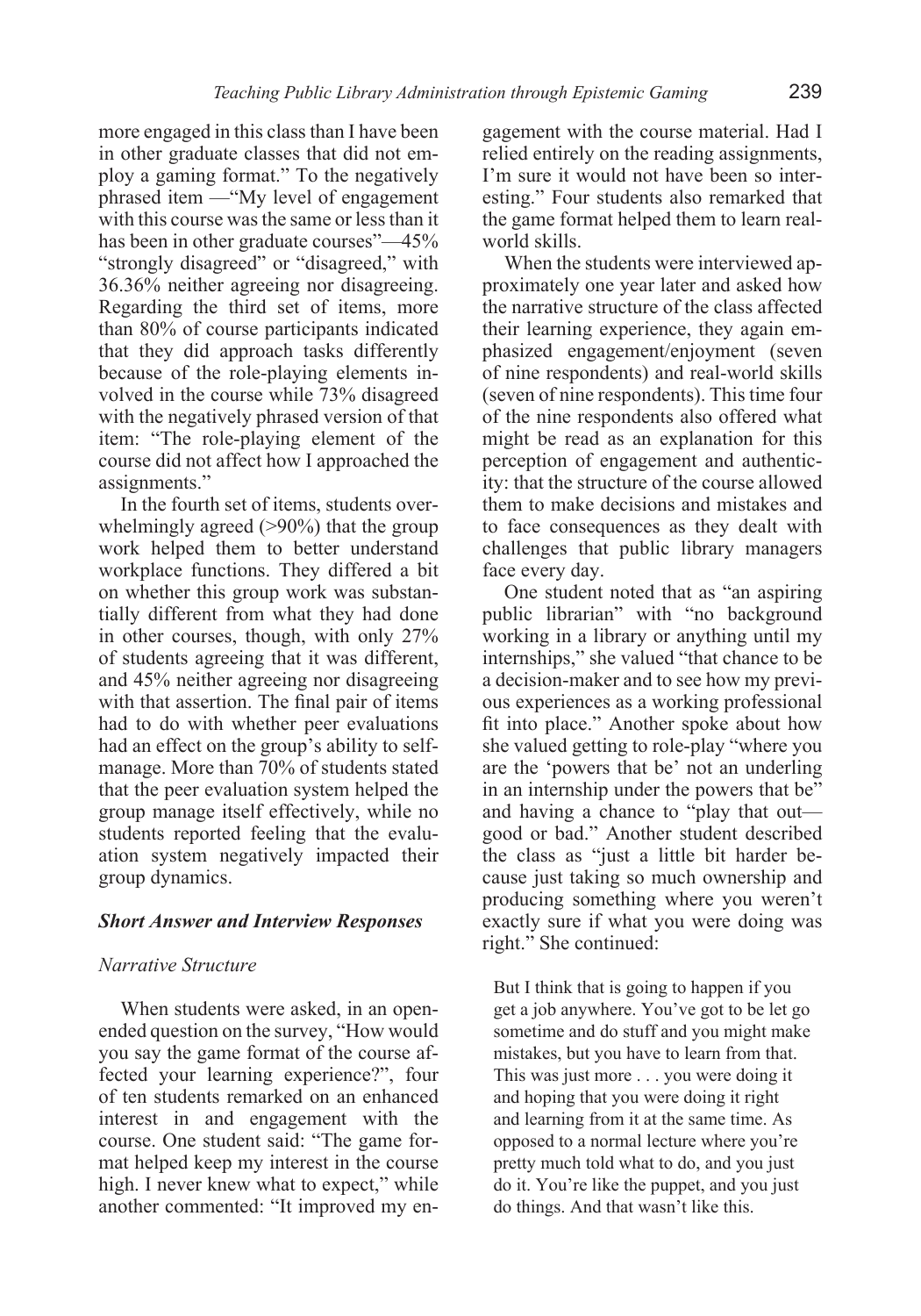more engaged in this class than I have been in other graduate classes that did not employ a gaming format." To the negatively phrased item —"My level of engagement with this course was the same or less than it has been in other graduate courses"—45% "strongly disagreed" or "disagreed," with 36.36% neither agreeing nor disagreeing. Regarding the third set of items, more than 80% of course participants indicated that they did approach tasks differently because of the role-playing elements involved in the course while 73% disagreed with the negatively phrased version of that item: "The role-playing element of the course did not affect how I approached the assignments."

In the fourth set of items, students overwhelmingly agreed (>90%) that the group work helped them to better understand workplace functions. They differed a bit on whether this group work was substantially different from what they had done in other courses, though, with only 27% of students agreeing that it was different, and 45% neither agreeing nor disagreeing with that assertion. The final pair of items had to do with whether peer evaluations had an effect on the group's ability to self-manage. More than 70% of students stated that the peer evaluation system helped the group manage itself effectively, while no students reported feeling that the evaluation system negatively impacted their group dynamics.

### *Short Answer and Interview Responses*

#### *Narrative Structure*

When students were asked, in an open-ended question on the survey, "How would you say the game format of the course affected your learning experience?", four of ten students remarked on an enhanced interest in and engagement with the course. One student said: "The game format helped keep my interest in the course high. I never knew what to expect," while another commented: "It improved my engagement with the course material. Had I relied entirely on the reading assignments, I'm sure it would not have been so interesting." Four students also remarked that the game format helped them to learn real-world skills.

When the students were interviewed approximately one year later and asked how the narrative structure of the class affected their learning experience, they again emphasized engagement/enjoyment (seven of nine respondents) and real-world skills (seven of nine respondents). This time four of the nine respondents also offered what might be read as an explanation for this perception of engagement and authenticity: that the structure of the course allowed them to make decisions and mistakes and to face consequences as they dealt with challenges that public library managers face every day.

One student noted that as "an aspiring public librarian" with "no background working in a library or anything until my internships," she valued "that chance to be a decision-maker and to see how my previous experiences as a working professional fit into place." Another spoke about how she valued getting to role-play "where you are the 'powers that be' not an underling in an internship under the powers that be" and having a chance to "play that out—good or bad." Another student described the class as "just a little bit harder because just taking so much ownership and producing something where you weren't exactly sure if what you were doing was right." She continued:

> But I think that is going to happen if you get a job anywhere. You've got to be let go sometime and do stuff and you might make mistakes, but you have to learn from that. This was just more . . . you were doing it and hoping that you were doing it right and learning from it at the same time. As opposed to a normal lecture where you're pretty much told what to do, and you just do it. You're like the puppet, and you just do things. And that wasn't like this.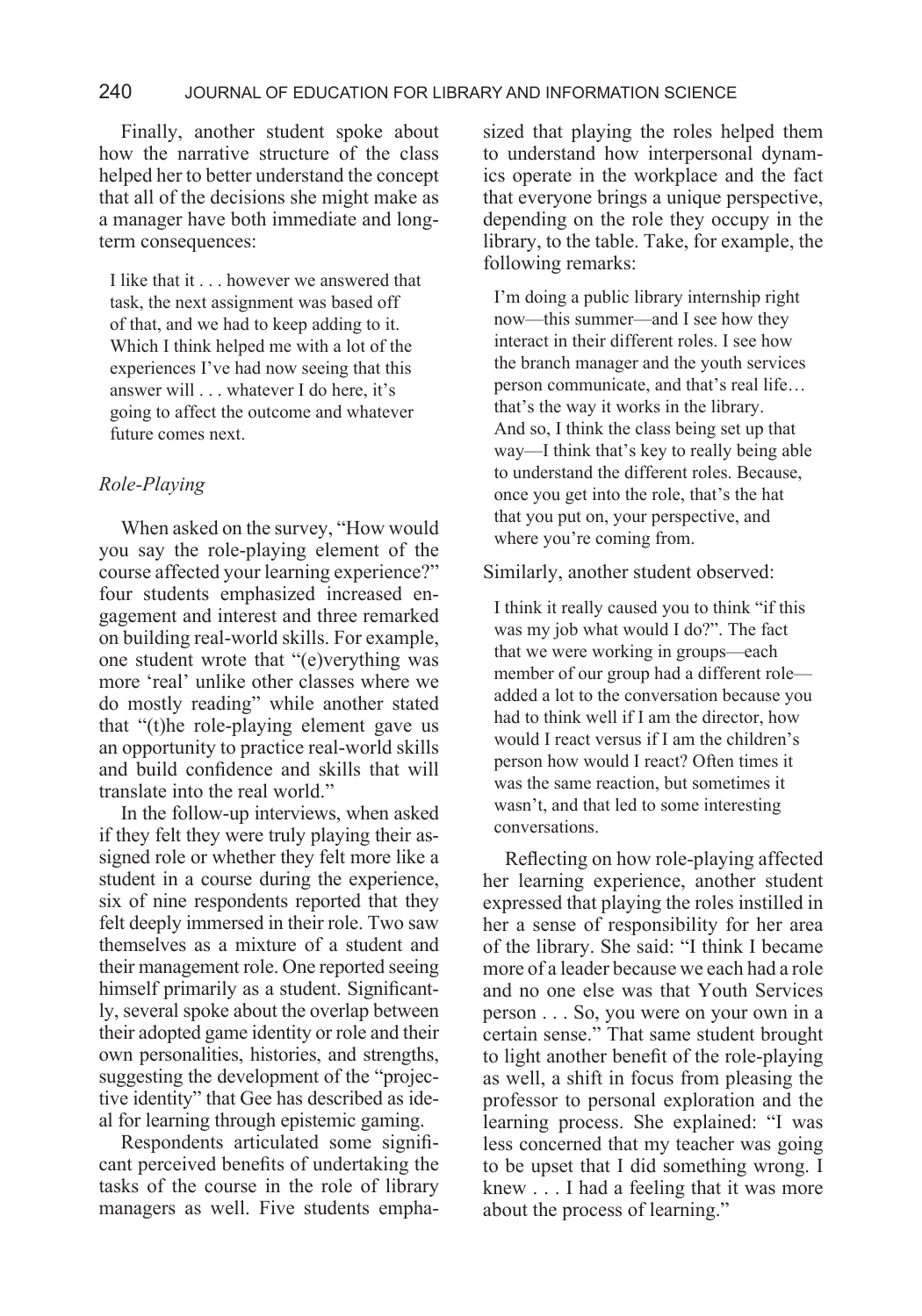Finally, another student spoke about how the narrative structure of the class helped her to better understand the concept that all of the decisions she might make as a manager have both immediate and long-term consequences:

> I like that it . . . however we answered that task, the next assignment was based off of that, and we had to keep adding to it. Which I think helped me with a lot of the experiences I've had now seeing that this answer will . . . whatever I do here, it's going to affect the outcome and whatever future comes next.

### *Role-Playing*

When asked on the survey, "How would you say the role-playing element of the course affected your learning experience?" four students emphasized increased engagement and interest and three remarked on building real-world skills. For example, one student wrote that "(e)verything was more 'real' unlike other classes where we do mostly reading" while another stated that "(t)he role-playing element gave us an opportunity to practice real-world skills and build confidence and skills that will translate into the real world."

In the follow-up interviews, when asked if they felt they were truly playing their assigned role or whether they felt more like a student in a course during the experience, six of nine respondents reported that they felt deeply immersed in their role. Two saw themselves as a mixture of a student and their management role. One reported seeing himself primarily as a student. Significantly, several spoke about the overlap between their adopted game identity or role and their own personalities, histories, and strengths, suggesting the development of the "projective identity" that Gee has described as ideal for learning through epistemic gaming.

Respondents articulated some significant perceived benefits of undertaking the tasks of the course in the role of library managers as well. Five students emphasized that playing the roles helped them to understand how interpersonal dynamics operate in the workplace and the fact that everyone brings a unique perspective, depending on the role they occupy in the library, to the table. Take, for example, the following remarks:

> I'm doing a public library internship right now—this summer—and I see how they interact in their different roles. I see how the branch manager and the youth services person communicate, and that's real life… that's the way it works in the library. And so, I think the class being set up that way—I think that's key to really being able to understand the different roles. Because, once you get into the role, that's the hat that you put on, your perspective, and where you're coming from.

Similarly, another student observed:

> I think it really caused you to think "if this was my job what would I do?". The fact that we were working in groups—each member of our group had a different role—added a lot to the conversation because you had to think well if I am the director, how would I react versus if I am the children's person how would I react? Often times it was the same reaction, but sometimes it wasn't, and that led to some interesting conversations.

Reflecting on how role-playing affected her learning experience, another student expressed that playing the roles instilled in her a sense of responsibility for her area of the library. She said: "I think I became more of a leader because we each had a role and no one else was that Youth Services person . . . So, you were on your own in a certain sense." That same student brought to light another benefit of the role-playing as well, a shift in focus from pleasing the professor to personal exploration and the learning process. She explained: "I was less concerned that my teacher was going to be upset that I did something wrong. I knew . . . I had a feeling that it was more about the process of learning."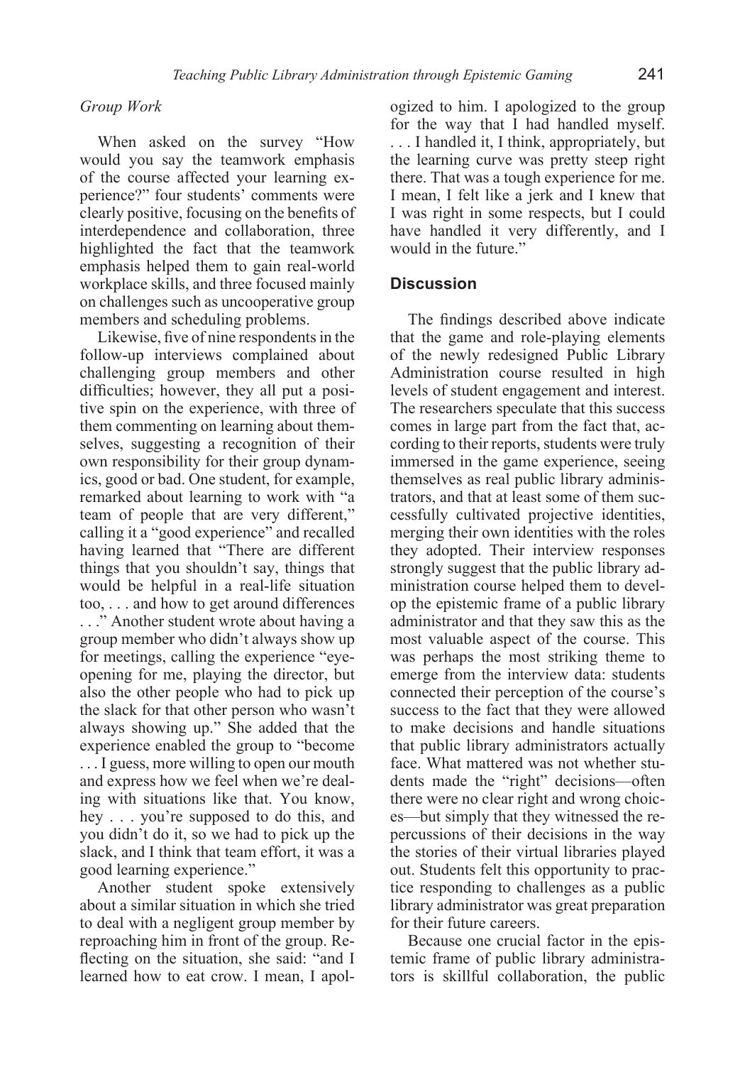*Group Work*

When asked on the survey "How would you say the teamwork emphasis of the course affected your learning experience?" four students' comments were clearly positive, focusing on the benefits of interdependence and collaboration, three highlighted the fact that the teamwork emphasis helped them to gain real-world workplace skills, and three focused mainly on challenges such as uncooperative group members and scheduling problems.

Likewise, five of nine respondents in the follow-up interviews complained about challenging group members and other difficulties; however, they all put a positive spin on the experience, with three of them commenting on learning about themselves, suggesting a recognition of their own responsibility for their group dynamics, good or bad. One student, for example, remarked about learning to work with "a team of people that are very different," calling it a "good experience" and recalled having learned that "There are different things that you shouldn't say, things that would be helpful in a real-life situation too, . . . and how to get around differences . . ." Another student wrote about having a group member who didn't always show up for meetings, calling the experience "eye-opening for me, playing the director, but also the other people who had to pick up the slack for that other person who wasn't always showing up." She added that the experience enabled the group to "become . . . I guess, more willing to open our mouth and express how we feel when we're dealing with situations like that. You know, hey . . . you're supposed to do this, and you didn't do it, so we had to pick up the slack, and I think that team effort, it was a good learning experience."

Another student spoke extensively about a similar situation in which she tried to deal with a negligent group member by reproaching him in front of the group. Reflecting on the situation, she said: "and I learned how to eat crow. I mean, I apologized to him. I apologized to the group for the way that I had handled myself. . . . I handled it, I think, appropriately, but the learning curve was pretty steep right there. That was a tough experience for me. I mean, I felt like a jerk and I knew that I was right in some respects, but I could have handled it very differently, and I would in the future."

## Discussion

The findings described above indicate that the game and role-playing elements of the newly redesigned Public Library Administration course resulted in high levels of student engagement and interest. The researchers speculate that this success comes in large part from the fact that, according to their reports, students were truly immersed in the game experience, seeing themselves as real public library administrators, and that at least some of them successfully cultivated projective identities, merging their own identities with the roles they adopted. Their interview responses strongly suggest that the public library administration course helped them to develop the epistemic frame of a public library administrator and that they saw this as the most valuable aspect of the course. This was perhaps the most striking theme to emerge from the interview data: students connected their perception of the course's success to the fact that they were allowed to make decisions and handle situations that public library administrators actually face. What mattered was not whether students made the "right" decisions—often there were no clear right and wrong choices—but simply that they witnessed the repercussions of their decisions in the way the stories of their virtual libraries played out. Students felt this opportunity to practice responding to challenges as a public library administrator was great preparation for their future careers.

Because one crucial factor in the epistemic frame of public library administrators is skillful collaboration, the public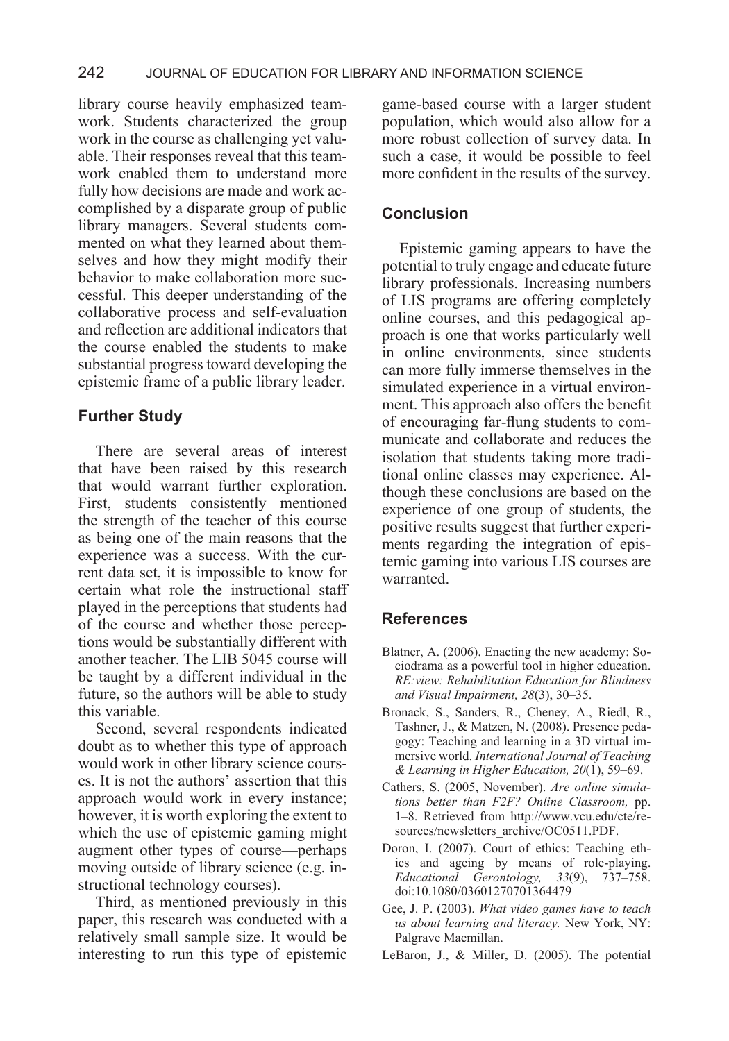library course heavily emphasized teamwork. Students characterized the group work in the course as challenging yet valuable. Their responses reveal that this teamwork enabled them to understand more fully how decisions are made and work accomplished by a disparate group of public library managers. Several students commented on what they learned about themselves and how they might modify their behavior to make collaboration more successful. This deeper understanding of the collaborative process and self-evaluation and reflection are additional indicators that the course enabled the students to make substantial progress toward developing the epistemic frame of a public library leader.

## Further Study

There are several areas of interest that have been raised by this research that would warrant further exploration. First, students consistently mentioned the strength of the teacher of this course as being one of the main reasons that the experience was a success. With the current data set, it is impossible to know for certain what role the instructional staff played in the perceptions that students had of the course and whether those perceptions would be substantially different with another teacher. The LIB 5045 course will be taught by a different individual in the future, so the authors will be able to study this variable.

Second, several respondents indicated doubt as to whether this type of approach would work in other library science courses. It is not the authors' assertion that this approach would work in every instance; however, it is worth exploring the extent to which the use of epistemic gaming might augment other types of course—perhaps moving outside of library science (e.g. instructional technology courses).

Third, as mentioned previously in this paper, this research was conducted with a relatively small sample size. It would be interesting to run this type of epistemic game-based course with a larger student population, which would also allow for a more robust collection of survey data. In such a case, it would be possible to feel more confident in the results of the survey.

## Conclusion

Epistemic gaming appears to have the potential to truly engage and educate future library professionals. Increasing numbers of LIS programs are offering completely online courses, and this pedagogical approach is one that works particularly well in online environments, since students can more fully immerse themselves in the simulated experience in a virtual environment. This approach also offers the benefit of encouraging far-flung students to communicate and collaborate and reduces the isolation that students taking more traditional online classes may experience. Although these conclusions are based on the experience of one group of students, the positive results suggest that further experiments regarding the integration of epistemic gaming into various LIS courses are warranted.

## References

Blatner, A. (2006). Enacting the new academy: Sociodrama as a powerful tool in higher education. *RE:view: Rehabilitation Education for Blindness and Visual Impairment, 28*(3), 30–35.

Bronack, S., Sanders, R., Cheney, A., Riedl, R., Tashner, J., & Matzen, N. (2008). Presence pedagogy: Teaching and learning in a 3D virtual immersive world. *International Journal of Teaching & Learning in Higher Education, 20*(1), 59–69.

Cathers, S. (2005, November). *Are online simulations better than F2F? Online Classroom,* pp. 1–8. Retrieved from http://www.vcu.edu/cte/resources/newsletters_archive/OC0511.PDF.

Doron, I. (2007). Court of ethics: Teaching ethics and ageing by means of role-playing. *Educational Gerontology, 33*(9), 737–758. doi:10.1080/03601270701364479

Gee, J. P. (2003). *What video games have to teach us about learning and literacy.* New York, NY: Palgrave Macmillan.

LeBaron, J., & Miller, D. (2005). The potential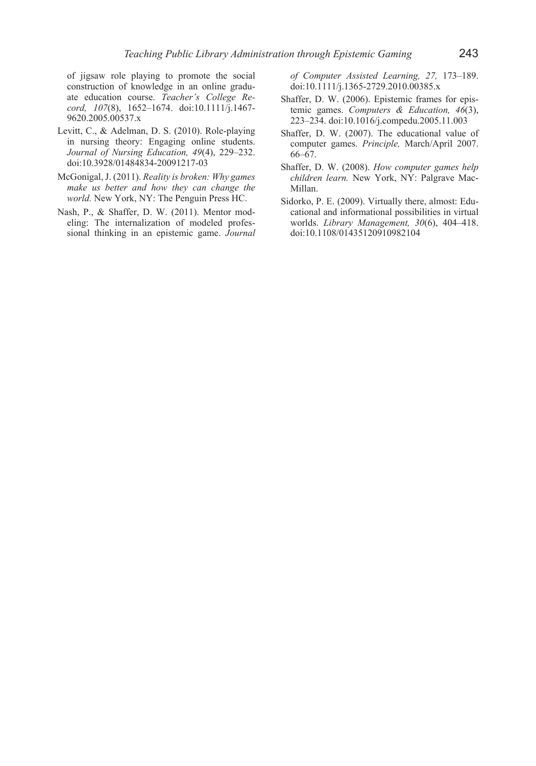of jigsaw role playing to promote the social construction of knowledge in an online graduate education course. *Teacher's College Record, 107*(8), 1652–1674. doi:10.1111/j.1467-9620.2005.00537.x

Levitt, C., & Adelman, D. S. (2010). Role-playing in nursing theory: Engaging online students. *Journal of Nursing Education, 49*(4), 229–232. doi:10.3928/01484834-20091217-03

McGonigal, J. (2011). *Reality is broken: Why games make us better and how they can change the world.* New York, NY: The Penguin Press HC.

Nash, P., & Shaffer, D. W. (2011). Mentor modeling: The internalization of modeled professional thinking in an epistemic game. *Journal of Computer Assisted Learning, 27,* 173–189. doi:10.1111/j.1365-2729.2010.00385.x

Shaffer, D. W. (2006). Epistemic frames for epistemic games. *Computers & Education, 46*(3), 223–234. doi:10.1016/j.compedu.2005.11.003

Shaffer, D. W. (2007). The educational value of computer games. *Principle,* March/April 2007. 66–67.

Shaffer, D. W. (2008). *How computer games help children learn.* New York, NY: Palgrave MacMillan.

Sidorko, P. E. (2009). Virtually there, almost: Educational and informational possibilities in virtual worlds. *Library Management, 30*(6), 404–418. doi:10.1108/01435120910982104